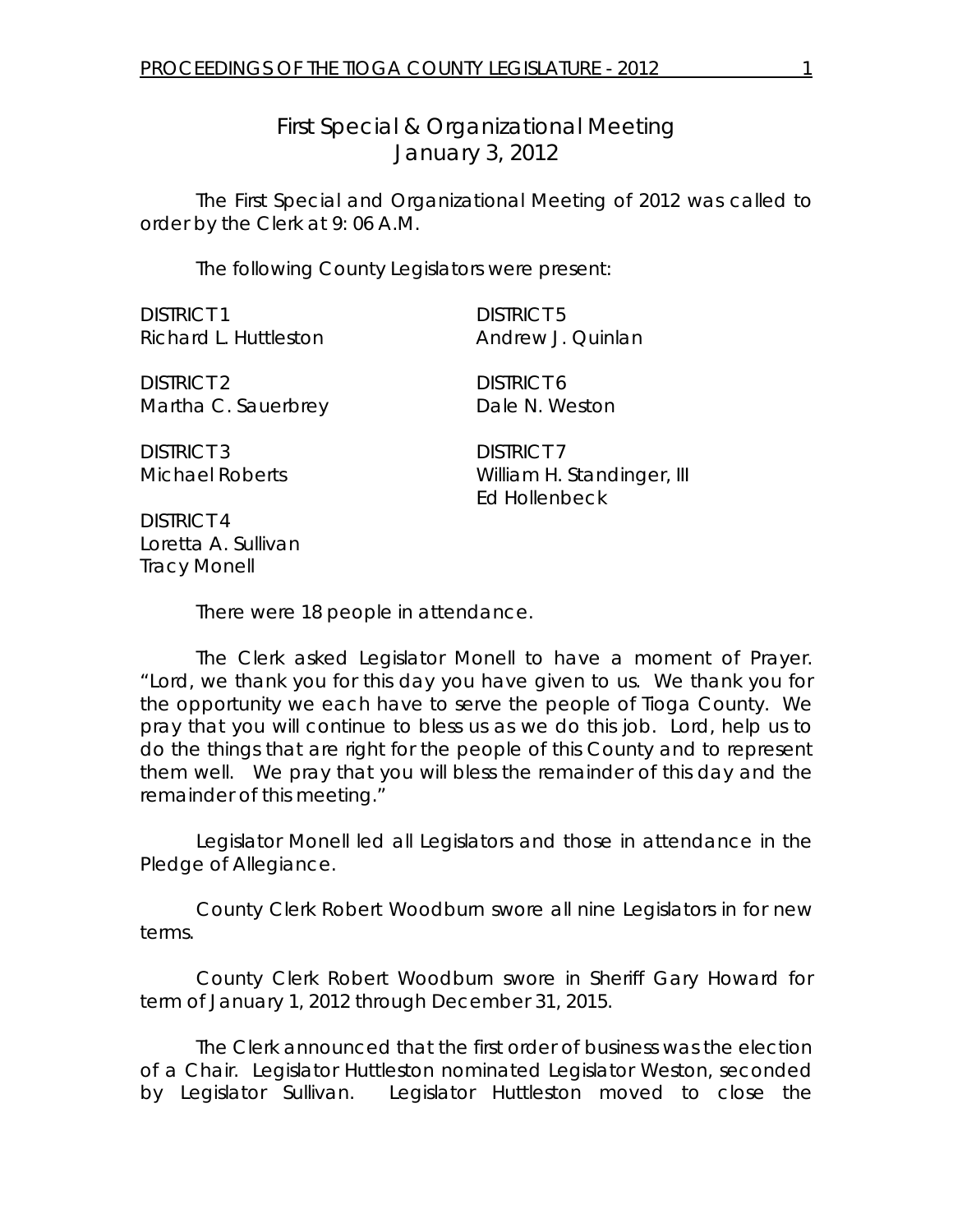# First Special & Organizational Meeting
## January 3, 2012

The First Special and Organizational Meeting of 2012 was called to order by the Clerk at 9: 06 A.M.

The following County Legislators were present:

DISTRICT 1
Richard L. Huttleston

DISTRICT 2
Martha C. Sauerbrey

DISTRICT 3
Michael Roberts

DISTRICT 4
Loretta A. Sullivan
Tracy Monell

DISTRICT 5
Andrew J. Quinlan

DISTRICT 6
Dale N. Weston

DISTRICT 7
William H. Standinger, III
Ed Hollenbeck

There were 18 people in attendance.

The Clerk asked Legislator Monell to have a moment of Prayer. "Lord, we thank you for this day you have given to us. We thank you for the opportunity we each have to serve the people of Tioga County. We pray that you will continue to bless us as we do this job. Lord, help us to do the things that are right for the people of this County and to represent them well. We pray that you will bless the remainder of this day and the remainder of this meeting."

Legislator Monell led all Legislators and those in attendance in the Pledge of Allegiance.

County Clerk Robert Woodburn swore all nine Legislators in for new terms.

County Clerk Robert Woodburn swore in Sheriff Gary Howard for term of January 1, 2012 through December 31, 2015.

The Clerk announced that the first order of business was the election of a Chair. Legislator Huttleston nominated Legislator Weston, seconded by Legislator Sullivan. Legislator Huttleston moved to close the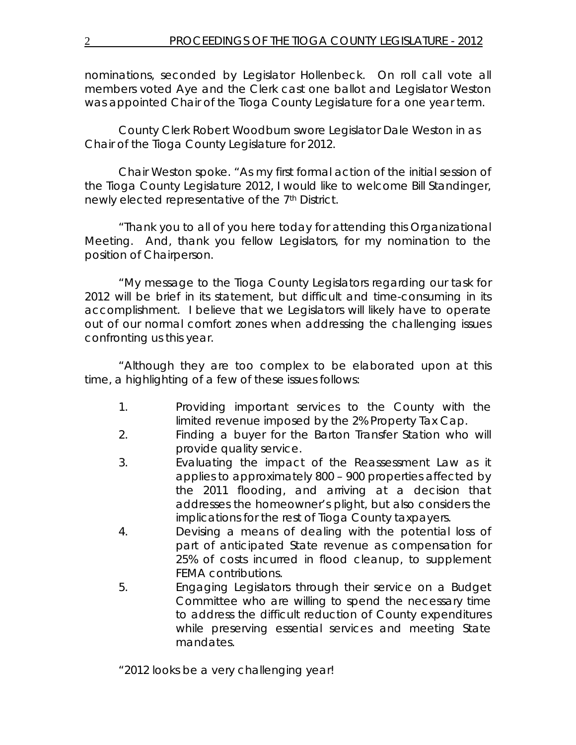nominations, seconded by Legislator Hollenbeck. On roll call vote all members voted Aye and the Clerk cast one ballot and Legislator Weston was appointed Chair of the Tioga County Legislature for a one year term.

County Clerk Robert Woodburn swore Legislator Dale Weston in as Chair of the Tioga County Legislature for 2012.

Chair Weston spoke. "As my first formal action of the initial session of the Tioga County Legislature 2012, I would like to welcome Bill Standinger, newly elected representative of the 7th District.

"Thank you to all of you here today for attending this Organizational Meeting. And, thank you fellow Legislators, for my nomination to the position of Chairperson.

"My message to the Tioga County Legislators regarding our task for 2012 will be brief in its statement, but difficult and time-consuming in its accomplishment. I believe that we Legislators will likely have to operate out of our normal comfort zones when addressing the challenging issues confronting us this year.

"Although they are too complex to be elaborated upon at this time, a highlighting of a few of these issues follows:

1. Providing important services to the County with the limited revenue imposed by the 2% Property Tax Cap.
2. Finding a buyer for the Barton Transfer Station who will provide quality service.
3. Evaluating the impact of the Reassessment Law as it applies to approximately 800 – 900 properties affected by the 2011 flooding, and arriving at a decision that addresses the homeowner's plight, but also considers the implications for the rest of Tioga County taxpayers.
4. Devising a means of dealing with the potential loss of part of anticipated State revenue as compensation for 25% of costs incurred in flood cleanup, to supplement FEMA contributions.
5. Engaging Legislators through their service on a Budget Committee who are willing to spend the necessary time to address the difficult reduction of County expenditures while preserving essential services and meeting State mandates.

"2012 looks be a very challenging year!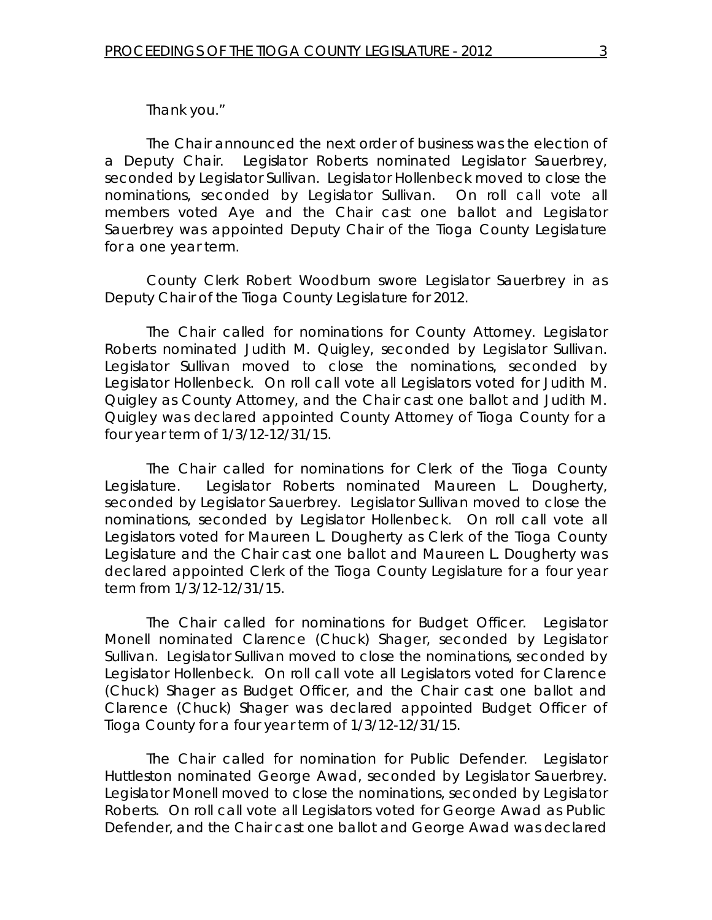Thank you."

The Chair announced the next order of business was the election of a Deputy Chair. Legislator Roberts nominated Legislator Sauerbrey, seconded by Legislator Sullivan. Legislator Hollenbeck moved to close the nominations, seconded by Legislator Sullivan. On roll call vote all members voted Aye and the Chair cast one ballot and Legislator Sauerbrey was appointed Deputy Chair of the Tioga County Legislature for a one year term.

County Clerk Robert Woodburn swore Legislator Sauerbrey in as Deputy Chair of the Tioga County Legislature for 2012.

The Chair called for nominations for County Attorney. Legislator Roberts nominated Judith M. Quigley, seconded by Legislator Sullivan. Legislator Sullivan moved to close the nominations, seconded by Legislator Hollenbeck. On roll call vote all Legislators voted for Judith M. Quigley as County Attorney, and the Chair cast one ballot and Judith M. Quigley was declared appointed County Attorney of Tioga County for a four year term of 1/3/12-12/31/15.

The Chair called for nominations for Clerk of the Tioga County Legislature. Legislator Roberts nominated Maureen L. Dougherty, seconded by Legislator Sauerbrey. Legislator Sullivan moved to close the nominations, seconded by Legislator Hollenbeck. On roll call vote all Legislators voted for Maureen L. Dougherty as Clerk of the Tioga County Legislature and the Chair cast one ballot and Maureen L. Dougherty was declared appointed Clerk of the Tioga County Legislature for a four year term from 1/3/12-12/31/15.

The Chair called for nominations for Budget Officer. Legislator Monell nominated Clarence (Chuck) Shager, seconded by Legislator Sullivan. Legislator Sullivan moved to close the nominations, seconded by Legislator Hollenbeck. On roll call vote all Legislators voted for Clarence (Chuck) Shager as Budget Officer, and the Chair cast one ballot and Clarence (Chuck) Shager was declared appointed Budget Officer of Tioga County for a four year term of 1/3/12-12/31/15.

The Chair called for nomination for Public Defender. Legislator Huttleston nominated George Awad, seconded by Legislator Sauerbrey. Legislator Monell moved to close the nominations, seconded by Legislator Roberts. On roll call vote all Legislators voted for George Awad as Public Defender, and the Chair cast one ballot and George Awad was declared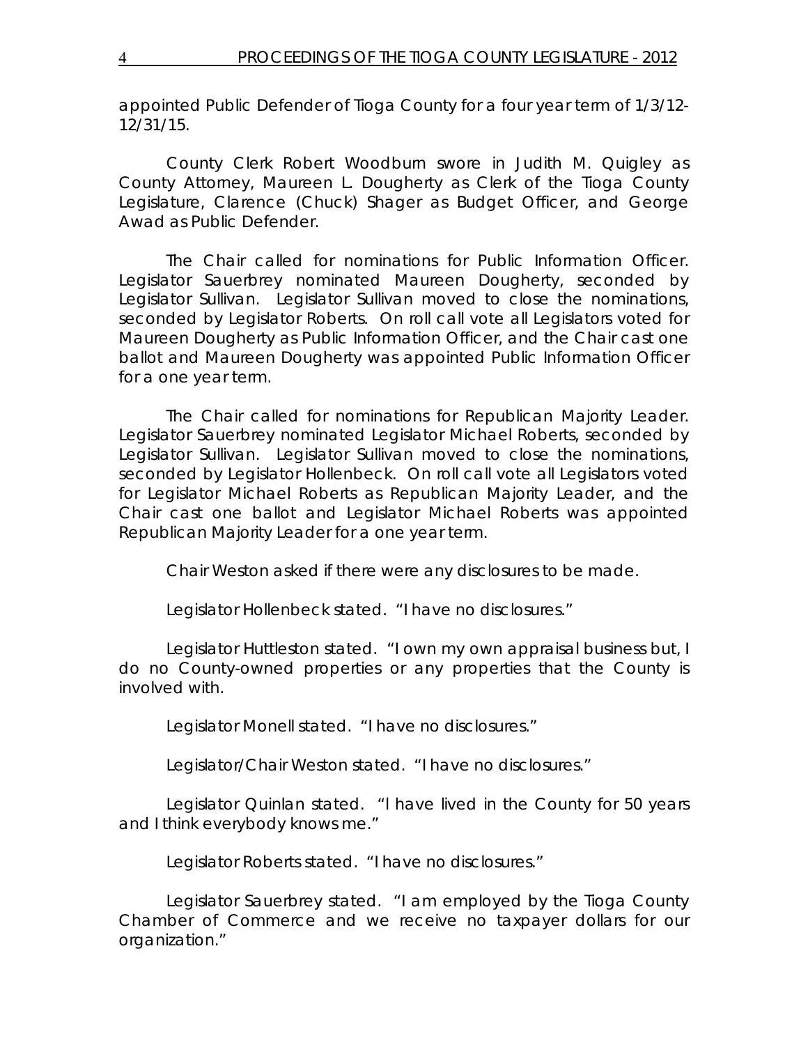appointed Public Defender of Tioga County for a four year term of 1/3/12-12/31/15.

County Clerk Robert Woodburn swore in Judith M. Quigley as County Attorney, Maureen L. Dougherty as Clerk of the Tioga County Legislature, Clarence (Chuck) Shager as Budget Officer, and George Awad as Public Defender.

The Chair called for nominations for Public Information Officer. Legislator Sauerbrey nominated Maureen Dougherty, seconded by Legislator Sullivan. Legislator Sullivan moved to close the nominations, seconded by Legislator Roberts. On roll call vote all Legislators voted for Maureen Dougherty as Public Information Officer, and the Chair cast one ballot and Maureen Dougherty was appointed Public Information Officer for a one year term.

The Chair called for nominations for Republican Majority Leader. Legislator Sauerbrey nominated Legislator Michael Roberts, seconded by Legislator Sullivan. Legislator Sullivan moved to close the nominations, seconded by Legislator Hollenbeck. On roll call vote all Legislators voted for Legislator Michael Roberts as Republican Majority Leader, and the Chair cast one ballot and Legislator Michael Roberts was appointed Republican Majority Leader for a one year term.

Chair Weston asked if there were any disclosures to be made.

Legislator Hollenbeck stated. "I have no disclosures."

Legislator Huttleston stated. "I own my own appraisal business but, I do no County-owned properties or any properties that the County is involved with.

Legislator Monell stated. "I have no disclosures."

Legislator/Chair Weston stated. "I have no disclosures."

Legislator Quinlan stated. "I have lived in the County for 50 years and I think everybody knows me."

Legislator Roberts stated. "I have no disclosures."

Legislator Sauerbrey stated. "I am employed by the Tioga County Chamber of Commerce and we receive no taxpayer dollars for our organization."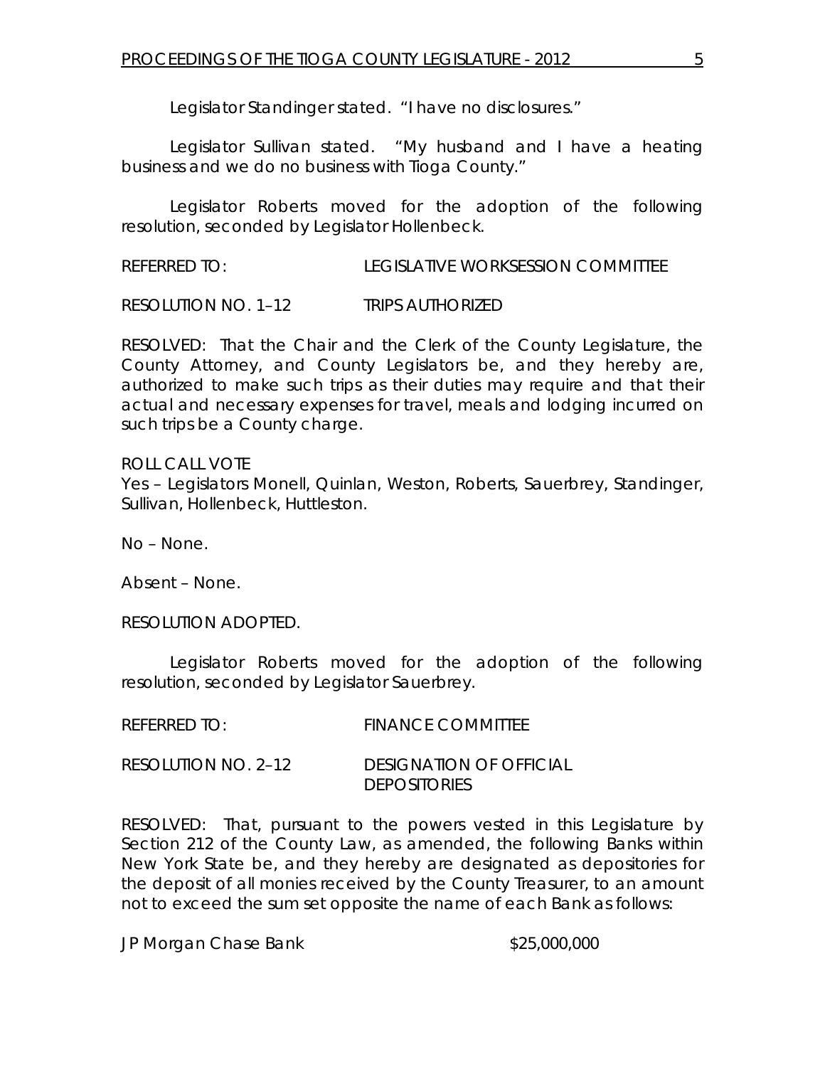Legislator Standinger stated. "I have no disclosures."

Legislator Sullivan stated. "My husband and I have a heating business and we do no business with Tioga County."

Legislator Roberts moved for the adoption of the following resolution, seconded by Legislator Hollenbeck.

REFERRED TO: LEGISLATIVE WORKSESSION COMMITTEE

RESOLUTION NO. 1–12 TRIPS AUTHORIZED

*RESOLVED: That the Chair and the Clerk of the County Legislature, the County Attorney, and County Legislators be, and they hereby are, authorized to make such trips as their duties may require and that their actual and necessary expenses for travel, meals and lodging incurred on such trips be a County charge.*

ROLL CALL VOTE
Yes – Legislators Monell, Quinlan, Weston, Roberts, Sauerbrey, Standinger, Sullivan, Hollenbeck, Huttleston.

No – None.

Absent – None.

RESOLUTION ADOPTED.

Legislator Roberts moved for the adoption of the following resolution, seconded by Legislator Sauerbrey.

REFERRED TO: FINANCE COMMITTEE

RESOLUTION NO. 2–12 DESIGNATION OF OFFICIAL DEPOSITORIES

*RESOLVED: That, pursuant to the powers vested in this Legislature by Section 212 of the County Law, as amended, the following Banks within New York State be, and they hereby are designated as depositories for the deposit of all monies received by the County Treasurer, to an amount not to exceed the sum set opposite the name of each Bank as follows:*

*JP Morgan Chase Bank $25,000,000*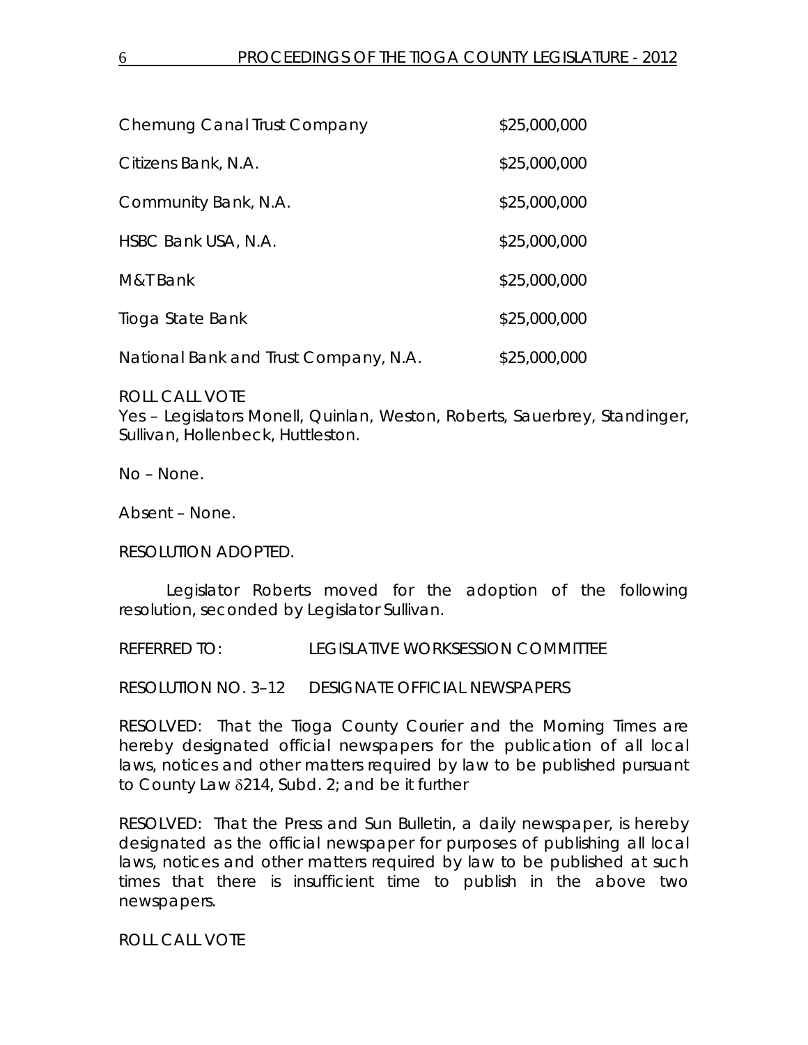| | |
|---|---|
| Chemung Canal Trust Company | $25,000,000 |
| Citizens Bank, N.A. | $25,000,000 |
| Community Bank, N.A. | $25,000,000 |
| HSBC Bank USA, N.A. | $25,000,000 |
| M&T Bank | $25,000,000 |
| Tioga State Bank | $25,000,000 |
| National Bank and Trust Company, N.A. | $25,000,000 |

ROLL CALL VOTE
Yes – Legislators Monell, Quinlan, Weston, Roberts, Sauerbrey, Standinger, Sullivan, Hollenbeck, Huttleston.

No – None.

Absent – None.

RESOLUTION ADOPTED.

Legislator Roberts moved for the adoption of the following resolution, seconded by Legislator Sullivan.

REFERRED TO: LEGISLATIVE WORKSESSION COMMITTEE

RESOLUTION NO. 3–12 DESIGNATE OFFICIAL NEWSPAPERS

RESOLVED: That the Tioga County Courier and the Morning Times are hereby designated official newspapers for the publication of all local laws, notices and other matters required by law to be published pursuant to County Law §214, Subd. 2; and be it further

RESOLVED: That the Press and Sun Bulletin, a daily newspaper, is hereby designated as the official newspaper for purposes of publishing all local laws, notices and other matters required by law to be published at such times that there is insufficient time to publish in the above two newspapers.

ROLL CALL VOTE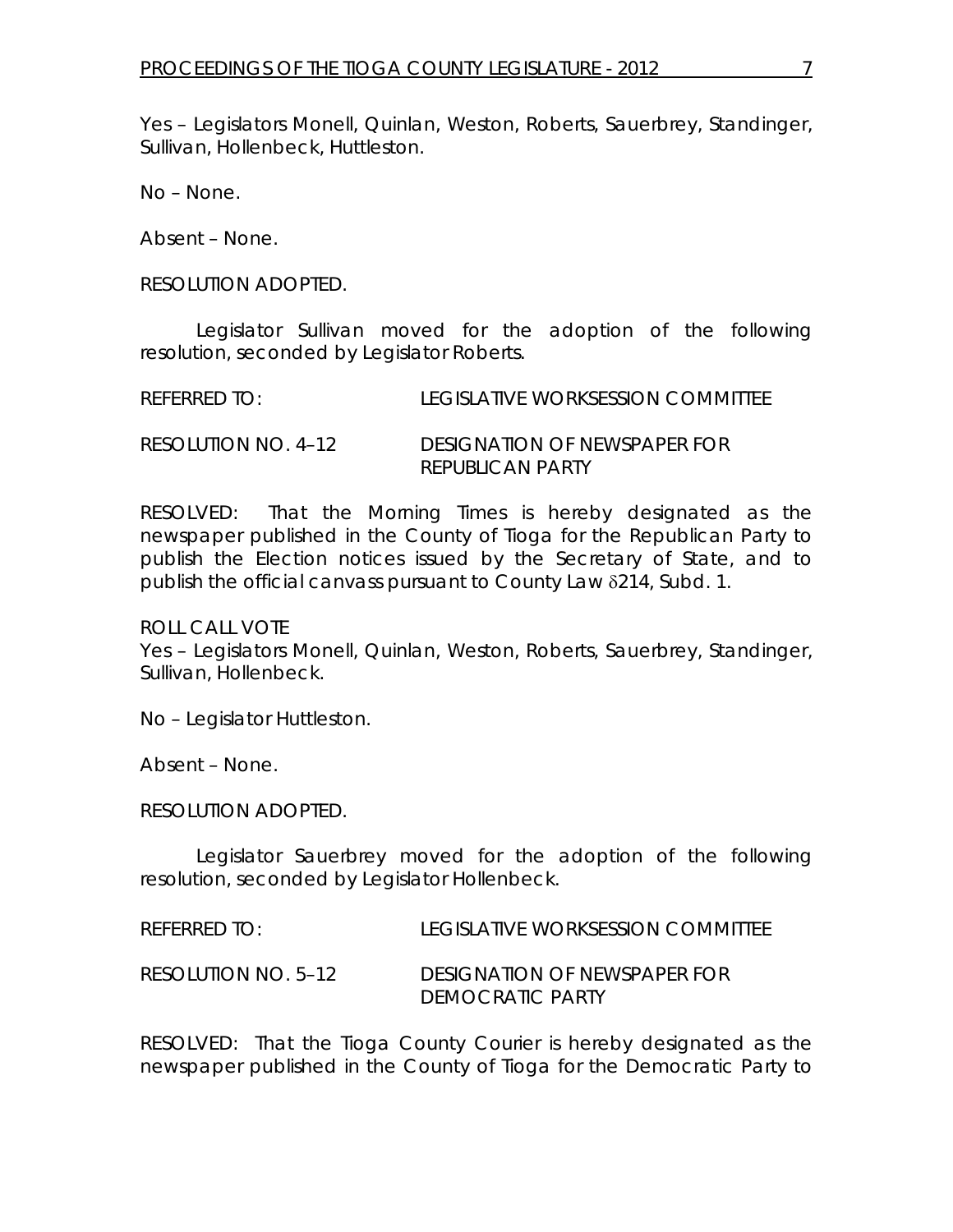Yes – Legislators Monell, Quinlan, Weston, Roberts, Sauerbrey, Standinger, Sullivan, Hollenbeck, Huttleston.

No – None.

Absent – None.

RESOLUTION ADOPTED.

Legislator Sullivan moved for the adoption of the following resolution, seconded by Legislator Roberts.

REFERRED TO: LEGISLATIVE WORKSESSION COMMITTEE

RESOLUTION NO. 4–12 DESIGNATION OF NEWSPAPER FOR REPUBLICAN PARTY

RESOLVED: That the Morning Times is hereby designated as the newspaper published in the County of Tioga for the Republican Party to publish the Election notices issued by the Secretary of State, and to publish the official canvass pursuant to County Law δ214, Subd. 1.

ROLL CALL VOTE
Yes – Legislators Monell, Quinlan, Weston, Roberts, Sauerbrey, Standinger, Sullivan, Hollenbeck.

No – Legislator Huttleston.

Absent – None.

RESOLUTION ADOPTED.

Legislator Sauerbrey moved for the adoption of the following resolution, seconded by Legislator Hollenbeck.

REFERRED TO: LEGISLATIVE WORKSESSION COMMITTEE

RESOLUTION NO. 5–12 DESIGNATION OF NEWSPAPER FOR DEMOCRATIC PARTY

RESOLVED: That the Tioga County Courier is hereby designated as the newspaper published in the County of Tioga for the Democratic Party to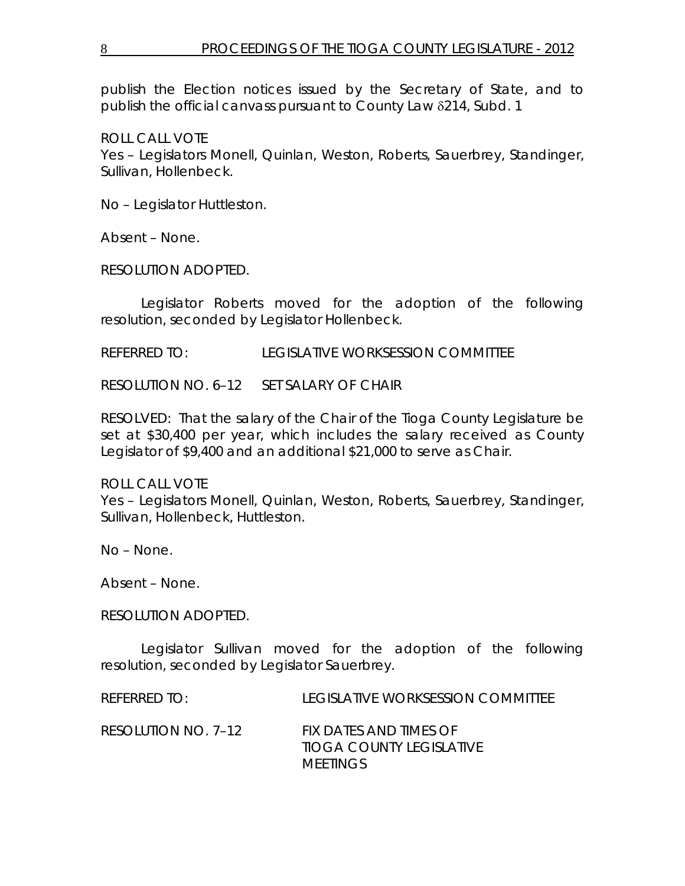publish the Election notices issued by the Secretary of State, and to publish the official canvass pursuant to County Law δ214, Subd. 1

ROLL CALL VOTE
Yes – Legislators Monell, Quinlan, Weston, Roberts, Sauerbrey, Standinger, Sullivan, Hollenbeck.

No – Legislator Huttleston.

Absent – None.

RESOLUTION ADOPTED.

Legislator Roberts moved for the adoption of the following resolution, seconded by Legislator Hollenbeck.

REFERRED TO: LEGISLATIVE WORKSESSION COMMITTEE

RESOLUTION NO. 6–12 SET SALARY OF CHAIR

RESOLVED: That the salary of the Chair of the Tioga County Legislature be set at $30,400 per year, which includes the salary received as County Legislator of $9,400 and an additional $21,000 to serve as Chair.

ROLL CALL VOTE
Yes – Legislators Monell, Quinlan, Weston, Roberts, Sauerbrey, Standinger, Sullivan, Hollenbeck, Huttleston.

No – None.

Absent – None.

RESOLUTION ADOPTED.

Legislator Sullivan moved for the adoption of the following resolution, seconded by Legislator Sauerbrey.

REFERRED TO: LEGISLATIVE WORKSESSION COMMITTEE

RESOLUTION NO. 7–12 FIX DATES AND TIMES OF TIOGA COUNTY LEGISLATIVE MEETINGS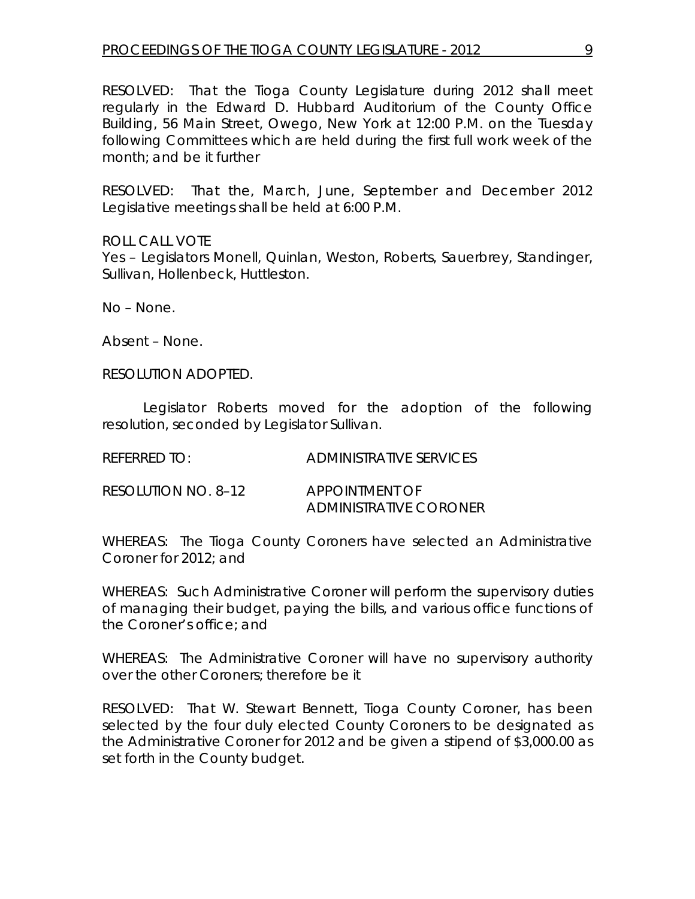RESOLVED: That the Tioga County Legislature during 2012 shall meet regularly in the Edward D. Hubbard Auditorium of the County Office Building, 56 Main Street, Owego, New York at 12:00 P.M. on the Tuesday following Committees which are held during the first full work week of the month; and be it further

RESOLVED: That the, March, June, September and December 2012 Legislative meetings shall be held at 6:00 P.M.

ROLL CALL VOTE
Yes – Legislators Monell, Quinlan, Weston, Roberts, Sauerbrey, Standinger, Sullivan, Hollenbeck, Huttleston.

No – None.

Absent – None.

RESOLUTION ADOPTED.

Legislator Roberts moved for the adoption of the following resolution, seconded by Legislator Sullivan.

REFERRED TO: ADMINISTRATIVE SERVICES

RESOLUTION NO. 8–12 APPOINTMENT OF ADMINISTRATIVE CORONER

WHEREAS: The Tioga County Coroners have selected an Administrative Coroner for 2012; and

WHEREAS: Such Administrative Coroner will perform the supervisory duties of managing their budget, paying the bills, and various office functions of the Coroner's office; and

WHEREAS: The Administrative Coroner will have no supervisory authority over the other Coroners; therefore be it

RESOLVED: That W. Stewart Bennett, Tioga County Coroner, has been selected by the four duly elected County Coroners to be designated as the Administrative Coroner for 2012 and be given a stipend of $3,000.00 as set forth in the County budget.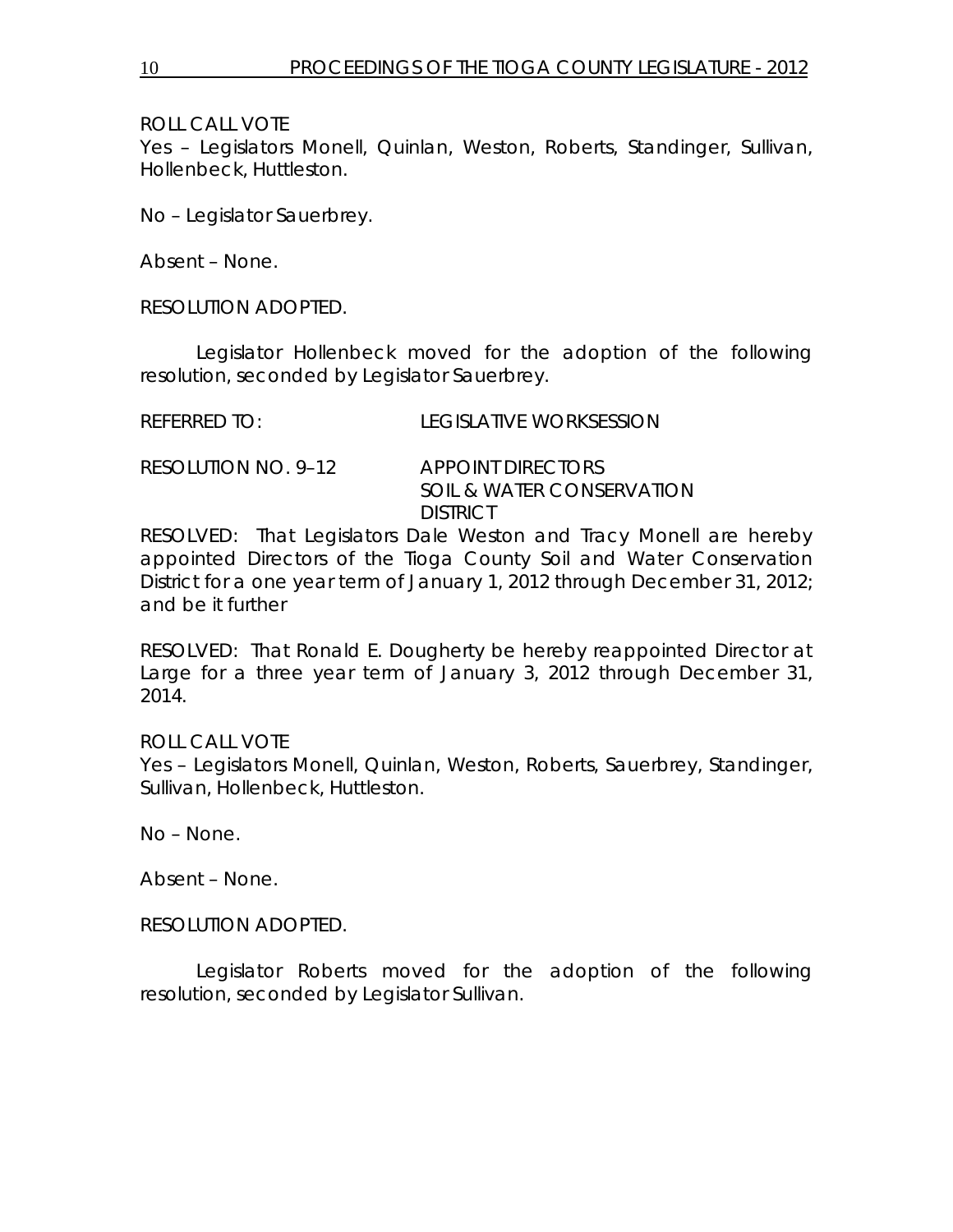ROLL CALL VOTE
Yes – Legislators Monell, Quinlan, Weston, Roberts, Standinger, Sullivan, Hollenbeck, Huttleston.

No – Legislator Sauerbrey.

Absent – None.

RESOLUTION ADOPTED.

Legislator Hollenbeck moved for the adoption of the following resolution, seconded by Legislator Sauerbrey.

REFERRED TO: LEGISLATIVE WORKSESSION

RESOLUTION NO. 9–12 APPOINT DIRECTORS SOIL & WATER CONSERVATION DISTRICT

RESOLVED: That Legislators Dale Weston and Tracy Monell are hereby appointed Directors of the Tioga County Soil and Water Conservation District for a one year term of January 1, 2012 through December 31, 2012; and be it further

RESOLVED: That Ronald E. Dougherty be hereby reappointed Director at Large for a three year term of January 3, 2012 through December 31, 2014.

ROLL CALL VOTE
Yes – Legislators Monell, Quinlan, Weston, Roberts, Sauerbrey, Standinger, Sullivan, Hollenbeck, Huttleston.

No – None.

Absent – None.

RESOLUTION ADOPTED.

Legislator Roberts moved for the adoption of the following resolution, seconded by Legislator Sullivan.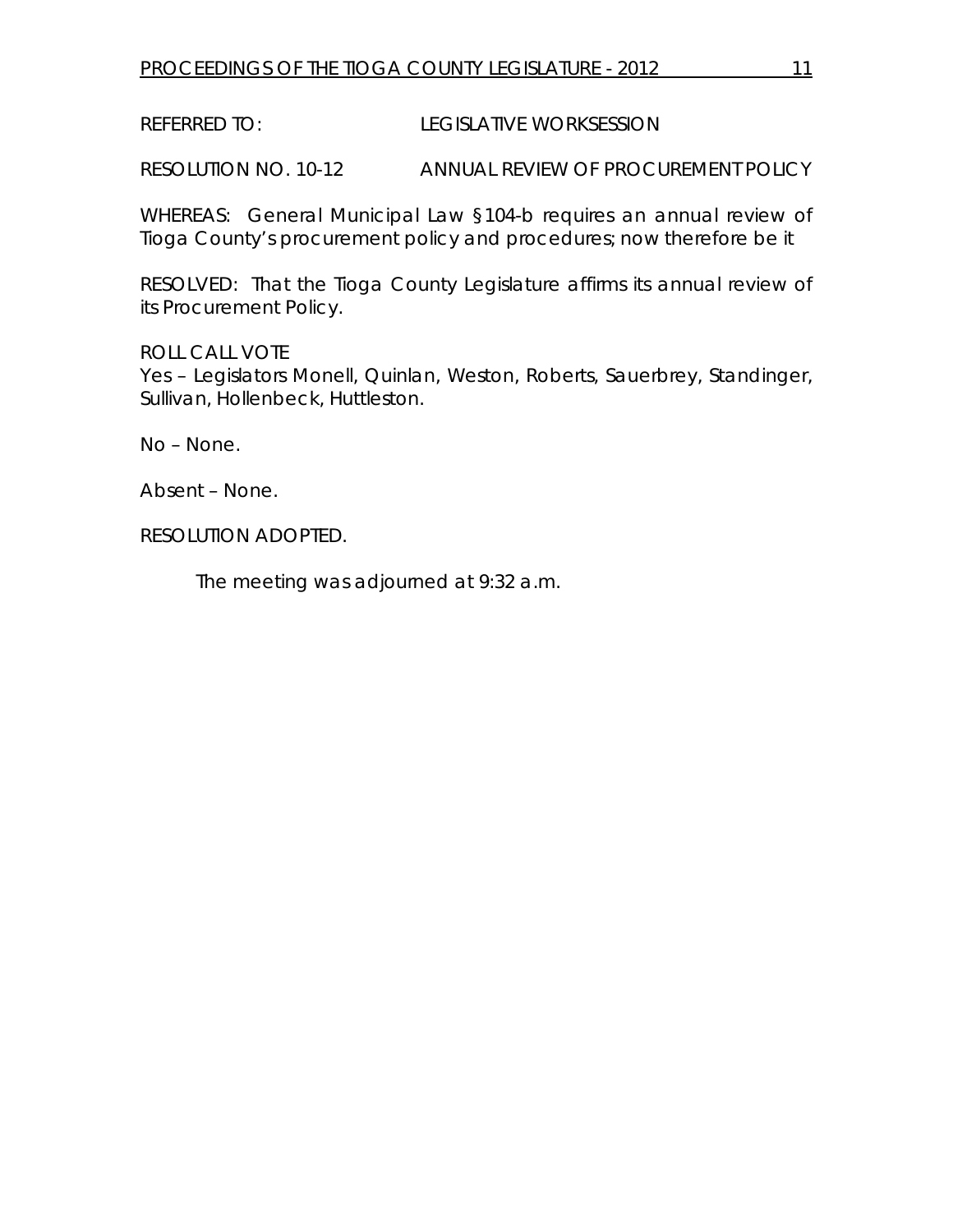REFERRED TO: LEGISLATIVE WORKSESSION

RESOLUTION NO. 10-12 ANNUAL REVIEW OF PROCUREMENT POLICY

WHEREAS: General Municipal Law §104-b requires an annual review of Tioga County's procurement policy and procedures; now therefore be it

RESOLVED: That the Tioga County Legislature affirms its annual review of its Procurement Policy.

ROLL CALL VOTE
Yes – Legislators Monell, Quinlan, Weston, Roberts, Sauerbrey, Standinger, Sullivan, Hollenbeck, Huttleston.

No – None.

Absent – None.

RESOLUTION ADOPTED.

The meeting was adjourned at 9:32 a.m.